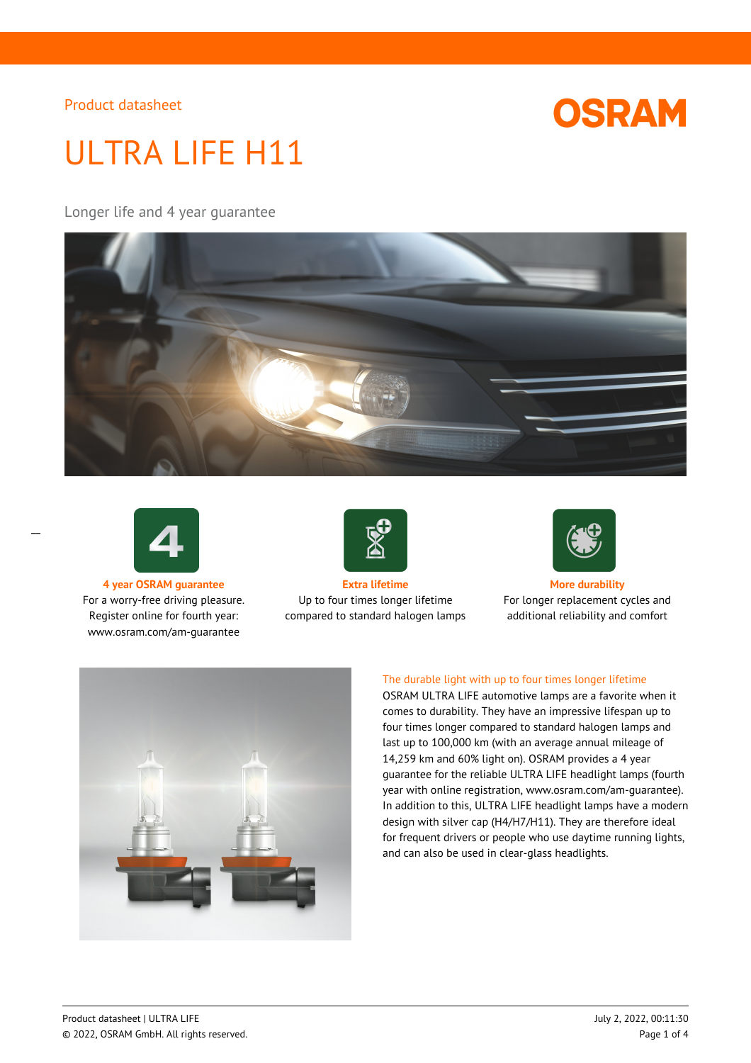Product datasheet

# ULTRA LIFE H11

Longer life and 4 year guarantee

**4 year OSRAM guarantee**
For a worry-free driving pleasure. Register online for fourth year: www.osram.com/am-guarantee

**Extra lifetime**
Up to four times longer lifetime compared to standard halogen lamps

**More durability**
For longer replacement cycles and additional reliability and comfort

## The durable light with up to four times longer lifetime

OSRAM ULTRA LIFE automotive lamps are a favorite when it comes to durability. They have an impressive lifespan up to four times longer compared to standard halogen lamps and last up to 100,000 km (with an average annual mileage of 14,259 km and 60% light on). OSRAM provides a 4 year guarantee for the reliable ULTRA LIFE headlight lamps (fourth year with online registration, www.osram.com/am-guarantee). In addition to this, ULTRA LIFE headlight lamps have a modern design with silver cap (H4/H7/H11). They are therefore ideal for frequent drivers or people who use daytime running lights, and can also be used in clear-glass headlights.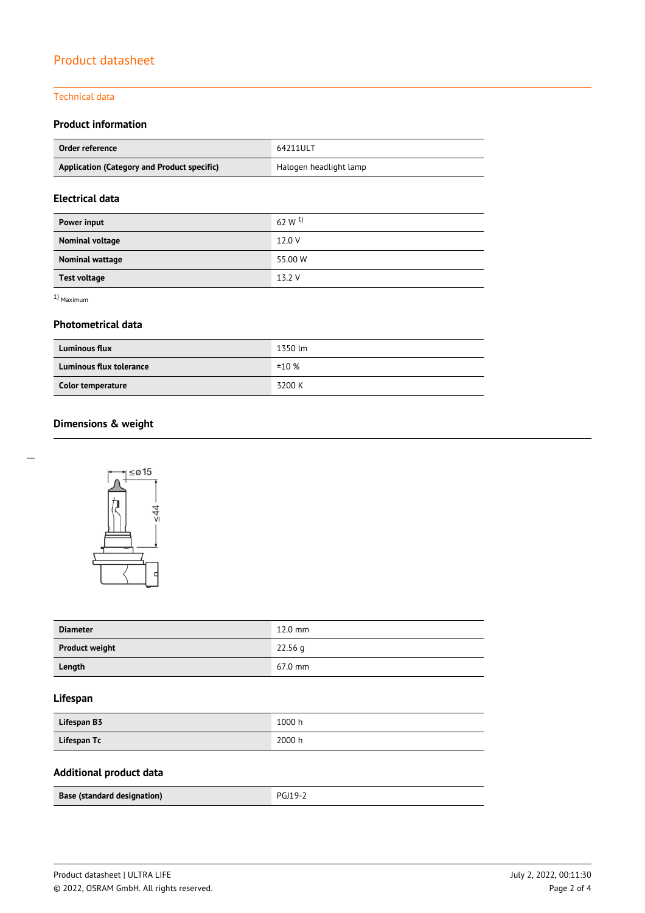# Product datasheet

## Technical data

### Product information

| | |
|---|---|
| **Order reference** | 64211ULT |
| **Application (Category and Product specific)** | Halogen headlight lamp |

### Electrical data

| | |
|---|---|
| **Power input** | 62 W [1] |
| **Nominal voltage** | 12.0 V |
| **Nominal wattage** | 55.00 W |
| **Test voltage** | 13.2 V |

[1] Maximum

### Photometrical data

| | |
|---|---|
| **Luminous flux** | 1350 lm |
| **Luminous flux tolerance** | ±10 % |
| **Color temperature** | 3200 K |

### Dimensions & weight

≤ø15

≤44

| | |
|---|---|
| **Diameter** | 12.0 mm |
| **Product weight** | 22.56 g |
| **Length** | 67.0 mm |

### Lifespan

| | |
|---|---|
| **Lifespan B3** | 1000 h |
| **Lifespan Tc** | 2000 h |

### Additional product data

| | |
|---|---|
| **Base (standard designation)** | PGJ19-2 |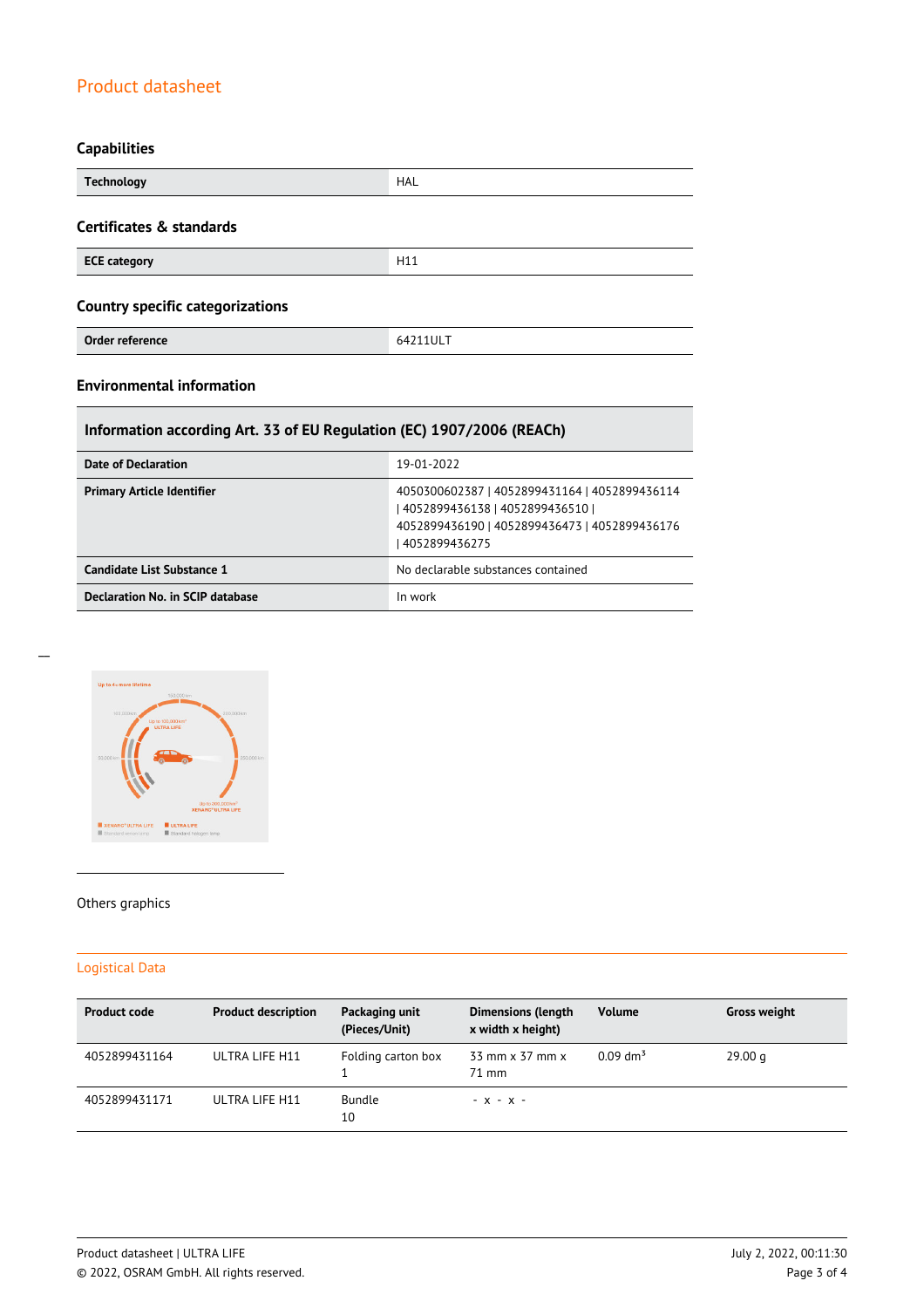## Capabilities

| Technology | HAL |
|---|---|

## Certificates & standards

| ECE category | H11 |
|---|---|

## Country specific categorizations

| Order reference | 64211ULT |
|---|---|

## Environmental information

| Information according Art. 33 of EU Regulation (EC) 1907/2006 (REACh) | |
|---|---|
| Date of Declaration | 19-01-2022 |
| Primary Article Identifier | 4050300602387 \| 4052899431164 \| 4052899436114 \| 4052899436138 \| 4052899436510 \| 4052899436190 \| 4052899436473 \| 4052899436176 \| 4052899436275 |
| Candidate List Substance 1 | No declarable substances contained |
| Declaration No. in SCIP database | In work |

Others graphics

## Logistical Data

| Product code | Product description | Packaging unit (Pieces/Unit) | Dimensions (length x width x height) | Volume | Gross weight |
|---|---|---|---|---|---|
| 4052899431164 | ULTRA LIFE H11 | Folding carton box 1 | 33 mm x 37 mm x 71 mm | 0.09 dm³ | 29.00 g |
| 4052899431171 | ULTRA LIFE H11 | Bundle 10 | - x - x - | | |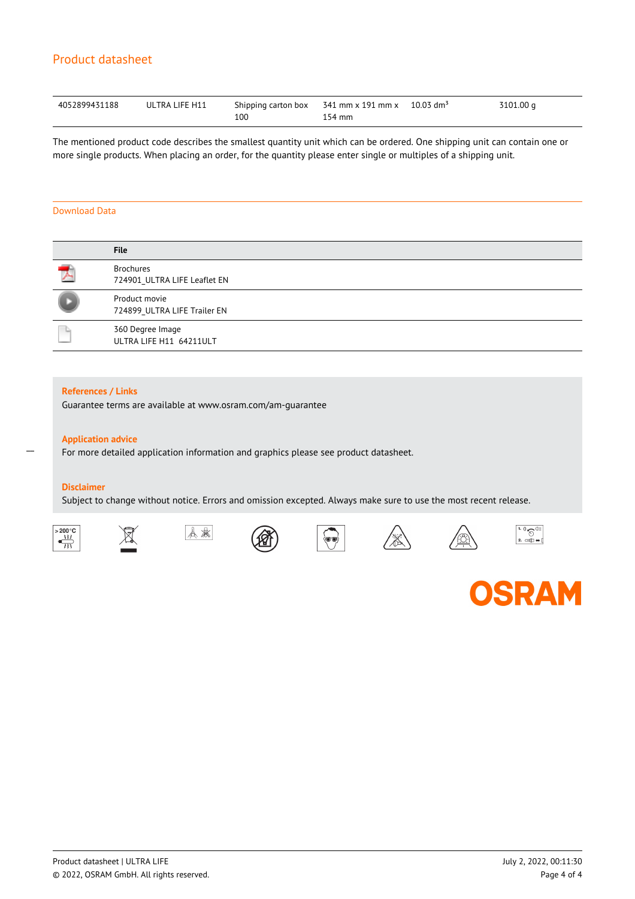| | | | | | |
|---|---|---|---|---|---|
| 4052899431188 | ULTRA LIFE H11 | Shipping carton box 100 | 341 mm x 191 mm x 154 mm | 10.03 dm³ | 3101.00 g |

The mentioned product code describes the smallest quantity unit which can be ordered. One shipping unit can contain one or more single products. When placing an order, for the quantity please enter single or multiples of a shipping unit.

## Download Data

| | File |
|---|---|
| | Brochures<br>724901_ULTRA LIFE Leaflet EN |
| | Product movie<br>724899_ULTRA LIFE Trailer EN |
| | 360 Degree Image<br>ULTRA LIFE H11 64211ULT |

### References / Links

Guarantee terms are available at www.osram.com/am-guarantee

### Application advice

For more detailed application information and graphics please see product datasheet.

### Disclaimer

Subject to change without notice. Errors and omission excepted. Always make sure to use the most recent release.

> 200°C

OSRAM